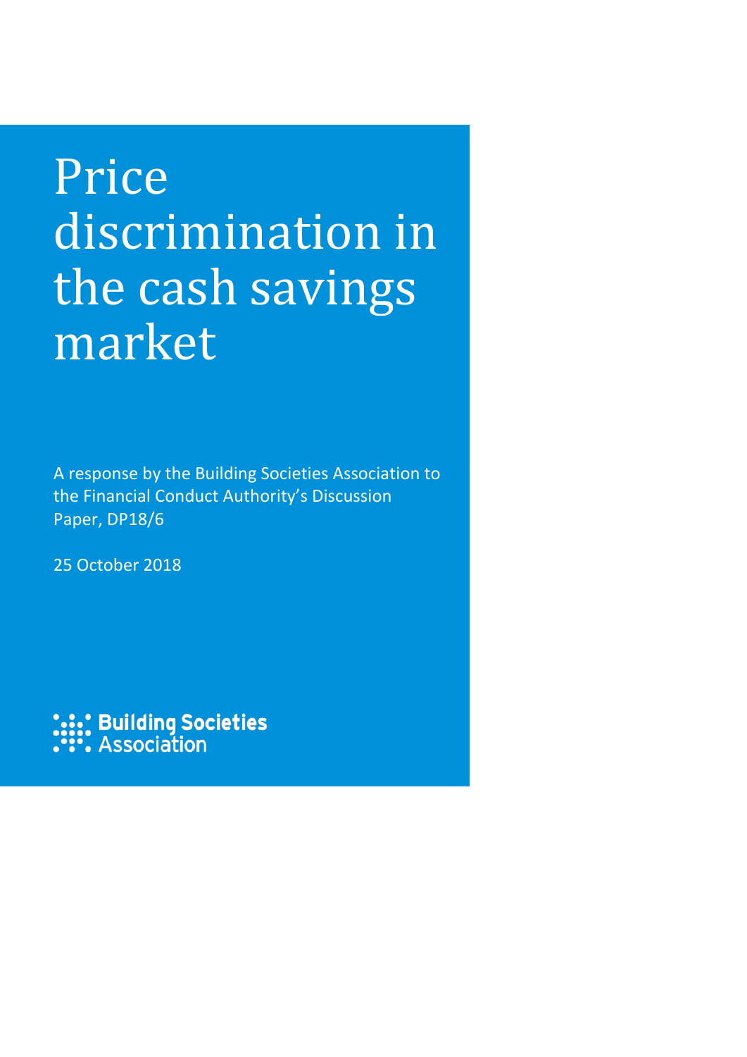# Price discrimination in the cash savings market

A response by the Building Societies Association to the Financial Conduct Authority's Discussion Paper, DP18/6

25 October 2018

Building Societies Association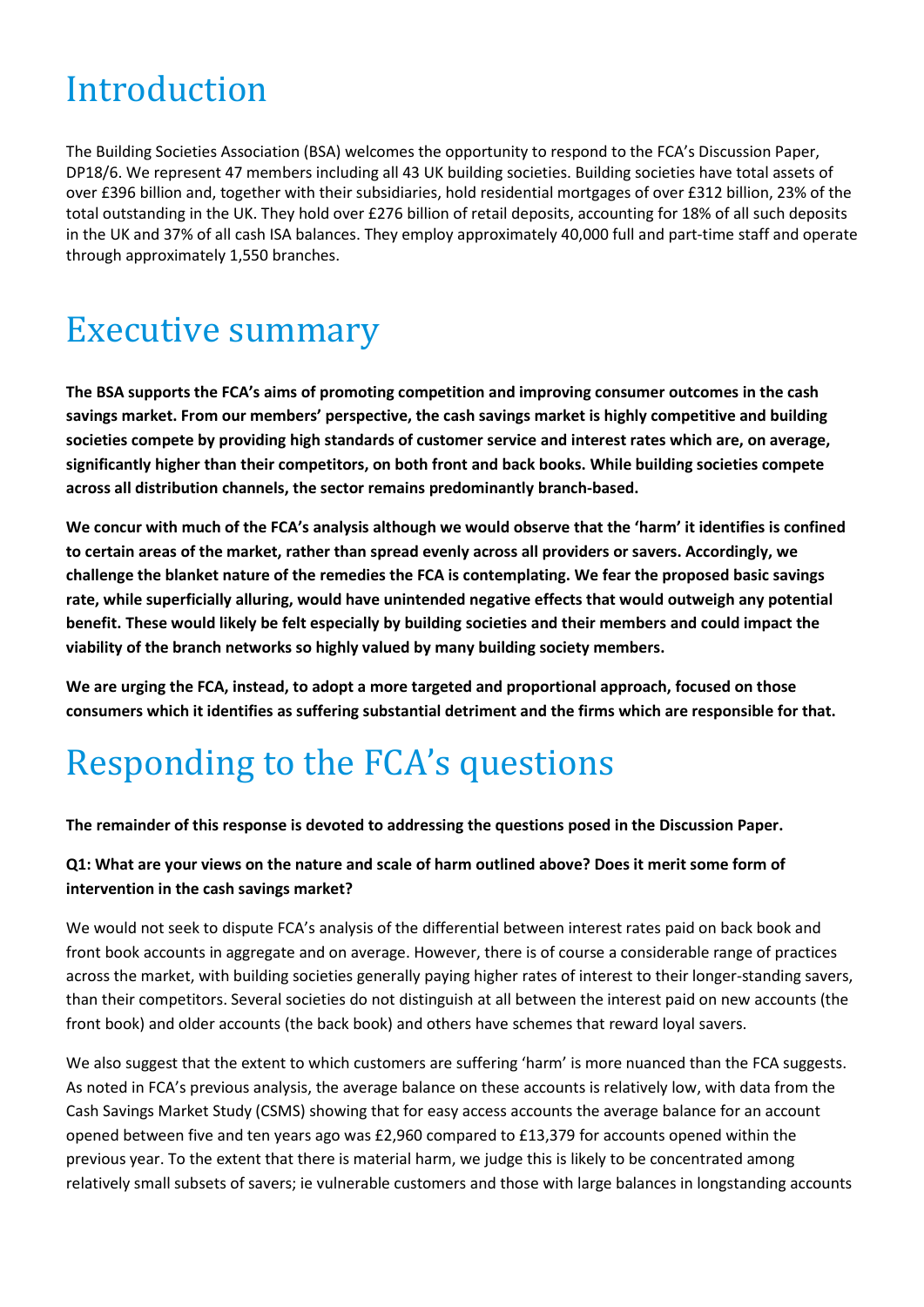# Introduction

The Building Societies Association (BSA) welcomes the opportunity to respond to the FCA's Discussion Paper, DP18/6. We represent 47 members including all 43 UK building societies. Building societies have total assets of over £396 billion and, together with their subsidiaries, hold residential mortgages of over £312 billion, 23% of the total outstanding in the UK. They hold over £276 billion of retail deposits, accounting for 18% of all such deposits in the UK and 37% of all cash ISA balances. They employ approximately 40,000 full and part-time staff and operate through approximately 1,550 branches.

# Executive summary

**The BSA supports the FCA's aims of promoting competition and improving consumer outcomes in the cash savings market. From our members' perspective, the cash savings market is highly competitive and building societies compete by providing high standards of customer service and interest rates which are, on average, significantly higher than their competitors, on both front and back books. While building societies compete across all distribution channels, the sector remains predominantly branch-based.**

**We concur with much of the FCA's analysis although we would observe that the 'harm' it identifies is confined to certain areas of the market, rather than spread evenly across all providers or savers. Accordingly, we challenge the blanket nature of the remedies the FCA is contemplating. We fear the proposed basic savings rate, while superficially alluring, would have unintended negative effects that would outweigh any potential benefit. These would likely be felt especially by building societies and their members and could impact the viability of the branch networks so highly valued by many building society members.**

**We are urging the FCA, instead, to adopt a more targeted and proportional approach, focused on those consumers which it identifies as suffering substantial detriment and the firms which are responsible for that.**

# Responding to the FCA's questions

**The remainder of this response is devoted to addressing the questions posed in the Discussion Paper.**

**Q1: What are your views on the nature and scale of harm outlined above? Does it merit some form of intervention in the cash savings market?**

We would not seek to dispute FCA's analysis of the differential between interest rates paid on back book and front book accounts in aggregate and on average. However, there is of course a considerable range of practices across the market, with building societies generally paying higher rates of interest to their longer-standing savers, than their competitors. Several societies do not distinguish at all between the interest paid on new accounts (the front book) and older accounts (the back book) and others have schemes that reward loyal savers.

We also suggest that the extent to which customers are suffering 'harm' is more nuanced than the FCA suggests. As noted in FCA's previous analysis, the average balance on these accounts is relatively low, with data from the Cash Savings Market Study (CSMS) showing that for easy access accounts the average balance for an account opened between five and ten years ago was £2,960 compared to £13,379 for accounts opened within the previous year. To the extent that there is material harm, we judge this is likely to be concentrated among relatively small subsets of savers; ie vulnerable customers and those with large balances in longstanding accounts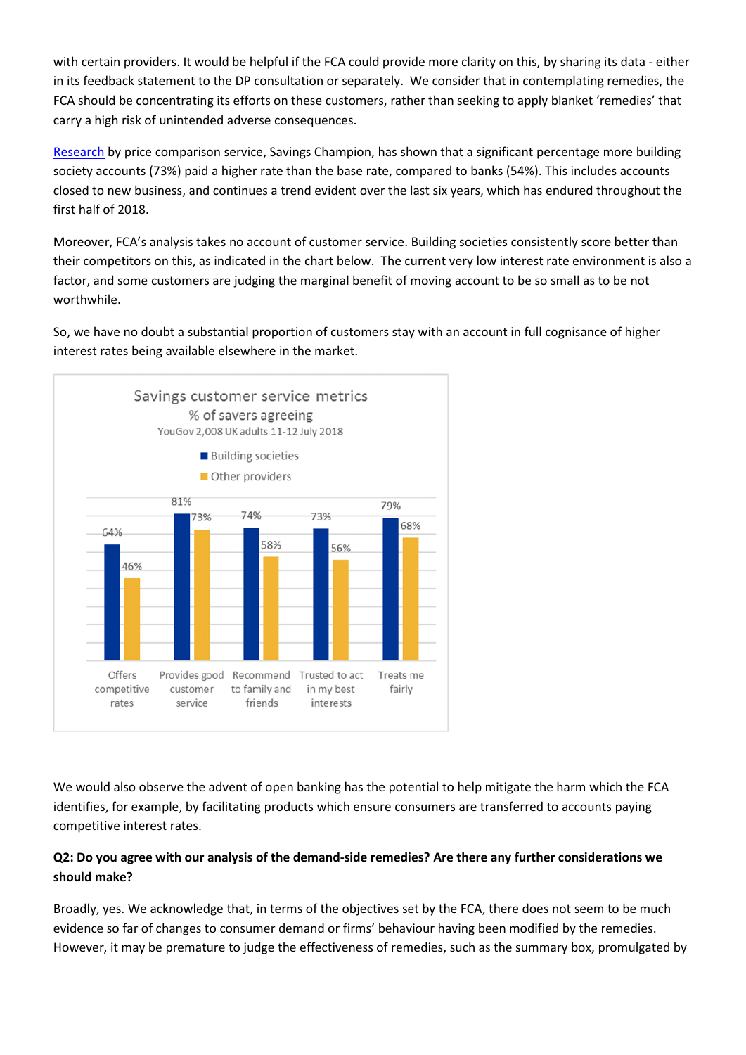with certain providers. It would be helpful if the FCA could provide more clarity on this, by sharing its data - either in its feedback statement to the DP consultation or separately. We consider that in contemplating remedies, the FCA should be concentrating its efforts on these customers, rather than seeking to apply blanket 'remedies' that carry a high risk of unintended adverse consequences.

[Research](#) by price comparison service, Savings Champion, has shown that a significant percentage more building society accounts (73%) paid a higher rate than the base rate, compared to banks (54%). This includes accounts closed to new business, and continues a trend evident over the last six years, which has endured throughout the first half of 2018.

Moreover, FCA's analysis takes no account of customer service. Building societies consistently score better than their competitors on this, as indicated in the chart below. The current very low interest rate environment is also a factor, and some customers are judging the marginal benefit of moving account to be so small as to be not worthwhile.

So, we have no doubt a substantial proportion of customers stay with an account in full cognisance of higher interest rates being available elsewhere in the market.

**Savings customer service metrics**
% of savers agreeing
YouGov 2,008 UK adults 11-12 July 2018

| | Building societies | Other providers |
|---|---|---|
| Offers competitive rates | 64% | 46% |
| Provides good customer service | 81% | 73% |
| Recommend to family and friends | 74% | 58% |
| Trusted to act in my best interests | 73% | 56% |
| Treats me fairly | 79% | 68% |

We would also observe the advent of open banking has the potential to help mitigate the harm which the FCA identifies, for example, by facilitating products which ensure consumers are transferred to accounts paying competitive interest rates.

**Q2: Do you agree with our analysis of the demand-side remedies? Are there any further considerations we should make?**

Broadly, yes. We acknowledge that, in terms of the objectives set by the FCA, there does not seem to be much evidence so far of changes to consumer demand or firms' behaviour having been modified by the remedies. However, it may be premature to judge the effectiveness of remedies, such as the summary box, promulgated by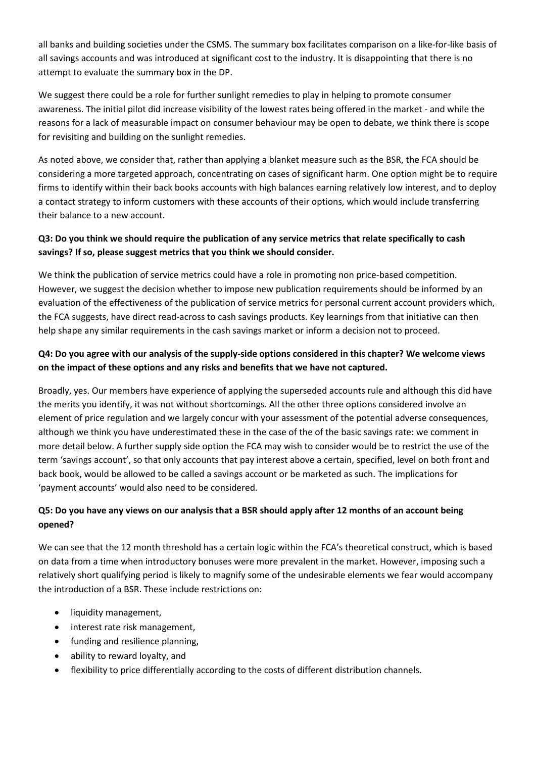all banks and building societies under the CSMS. The summary box facilitates comparison on a like-for-like basis of all savings accounts and was introduced at significant cost to the industry. It is disappointing that there is no attempt to evaluate the summary box in the DP.

We suggest there could be a role for further sunlight remedies to play in helping to promote consumer awareness. The initial pilot did increase visibility of the lowest rates being offered in the market - and while the reasons for a lack of measurable impact on consumer behaviour may be open to debate, we think there is scope for revisiting and building on the sunlight remedies.

As noted above, we consider that, rather than applying a blanket measure such as the BSR, the FCA should be considering a more targeted approach, concentrating on cases of significant harm. One option might be to require firms to identify within their back books accounts with high balances earning relatively low interest, and to deploy a contact strategy to inform customers with these accounts of their options, which would include transferring their balance to a new account.

**Q3: Do you think we should require the publication of any service metrics that relate specifically to cash savings? If so, please suggest metrics that you think we should consider.**

We think the publication of service metrics could have a role in promoting non price-based competition. However, we suggest the decision whether to impose new publication requirements should be informed by an evaluation of the effectiveness of the publication of service metrics for personal current account providers which, the FCA suggests, have direct read-across to cash savings products. Key learnings from that initiative can then help shape any similar requirements in the cash savings market or inform a decision not to proceed.

**Q4: Do you agree with our analysis of the supply-side options considered in this chapter? We welcome views on the impact of these options and any risks and benefits that we have not captured.**

Broadly, yes. Our members have experience of applying the superseded accounts rule and although this did have the merits you identify, it was not without shortcomings. All the other three options considered involve an element of price regulation and we largely concur with your assessment of the potential adverse consequences, although we think you have underestimated these in the case of the of the basic savings rate: we comment in more detail below. A further supply side option the FCA may wish to consider would be to restrict the use of the term 'savings account', so that only accounts that pay interest above a certain, specified, level on both front and back book, would be allowed to be called a savings account or be marketed as such. The implications for 'payment accounts' would also need to be considered.

**Q5: Do you have any views on our analysis that a BSR should apply after 12 months of an account being opened?**

We can see that the 12 month threshold has a certain logic within the FCA's theoretical construct, which is based on data from a time when introductory bonuses were more prevalent in the market. However, imposing such a relatively short qualifying period is likely to magnify some of the undesirable elements we fear would accompany the introduction of a BSR. These include restrictions on:

- liquidity management,
- interest rate risk management,
- funding and resilience planning,
- ability to reward loyalty, and
- flexibility to price differentially according to the costs of different distribution channels.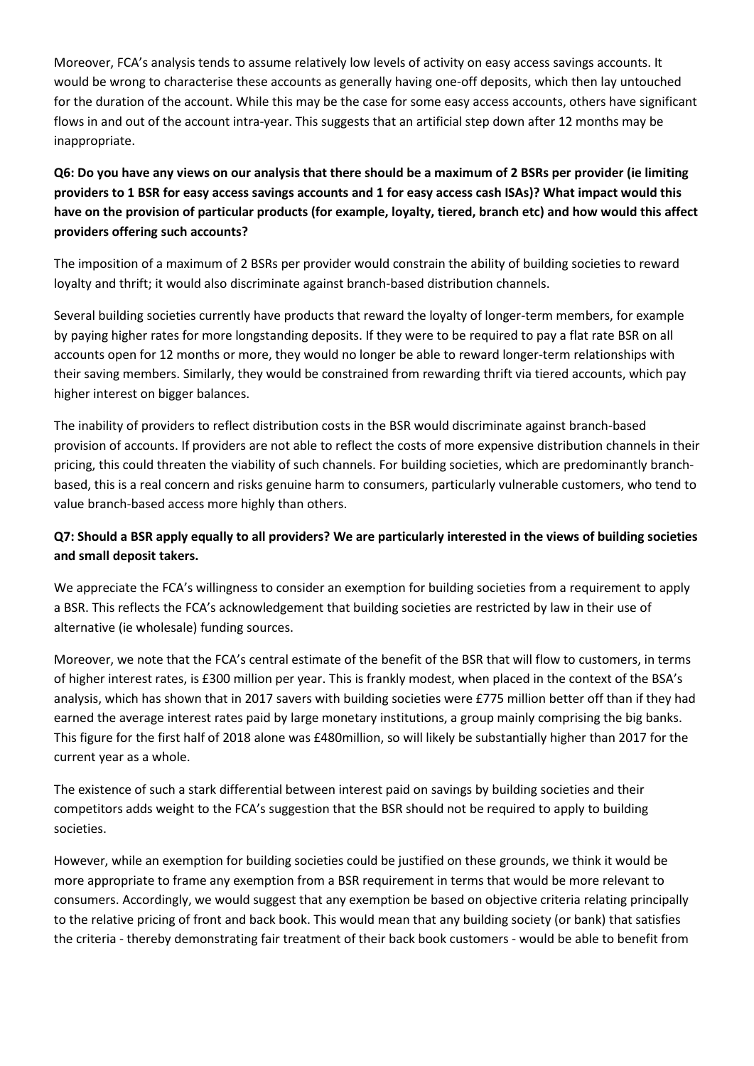Moreover, FCA's analysis tends to assume relatively low levels of activity on easy access savings accounts. It would be wrong to characterise these accounts as generally having one-off deposits, which then lay untouched for the duration of the account. While this may be the case for some easy access accounts, others have significant flows in and out of the account intra-year. This suggests that an artificial step down after 12 months may be inappropriate.

**Q6: Do you have any views on our analysis that there should be a maximum of 2 BSRs per provider (ie limiting providers to 1 BSR for easy access savings accounts and 1 for easy access cash ISAs)? What impact would this have on the provision of particular products (for example, loyalty, tiered, branch etc) and how would this affect providers offering such accounts?**

The imposition of a maximum of 2 BSRs per provider would constrain the ability of building societies to reward loyalty and thrift; it would also discriminate against branch-based distribution channels.

Several building societies currently have products that reward the loyalty of longer-term members, for example by paying higher rates for more longstanding deposits. If they were to be required to pay a flat rate BSR on all accounts open for 12 months or more, they would no longer be able to reward longer-term relationships with their saving members. Similarly, they would be constrained from rewarding thrift via tiered accounts, which pay higher interest on bigger balances.

The inability of providers to reflect distribution costs in the BSR would discriminate against branch-based provision of accounts. If providers are not able to reflect the costs of more expensive distribution channels in their pricing, this could threaten the viability of such channels. For building societies, which are predominantly branch-based, this is a real concern and risks genuine harm to consumers, particularly vulnerable customers, who tend to value branch-based access more highly than others.

**Q7: Should a BSR apply equally to all providers? We are particularly interested in the views of building societies and small deposit takers.**

We appreciate the FCA's willingness to consider an exemption for building societies from a requirement to apply a BSR. This reflects the FCA's acknowledgement that building societies are restricted by law in their use of alternative (ie wholesale) funding sources.

Moreover, we note that the FCA's central estimate of the benefit of the BSR that will flow to customers, in terms of higher interest rates, is £300 million per year. This is frankly modest, when placed in the context of the BSA's analysis, which has shown that in 2017 savers with building societies were £775 million better off than if they had earned the average interest rates paid by large monetary institutions, a group mainly comprising the big banks. This figure for the first half of 2018 alone was £480million, so will likely be substantially higher than 2017 for the current year as a whole.

The existence of such a stark differential between interest paid on savings by building societies and their competitors adds weight to the FCA's suggestion that the BSR should not be required to apply to building societies.

However, while an exemption for building societies could be justified on these grounds, we think it would be more appropriate to frame any exemption from a BSR requirement in terms that would be more relevant to consumers. Accordingly, we would suggest that any exemption be based on objective criteria relating principally to the relative pricing of front and back book. This would mean that any building society (or bank) that satisfies the criteria - thereby demonstrating fair treatment of their back book customers - would be able to benefit from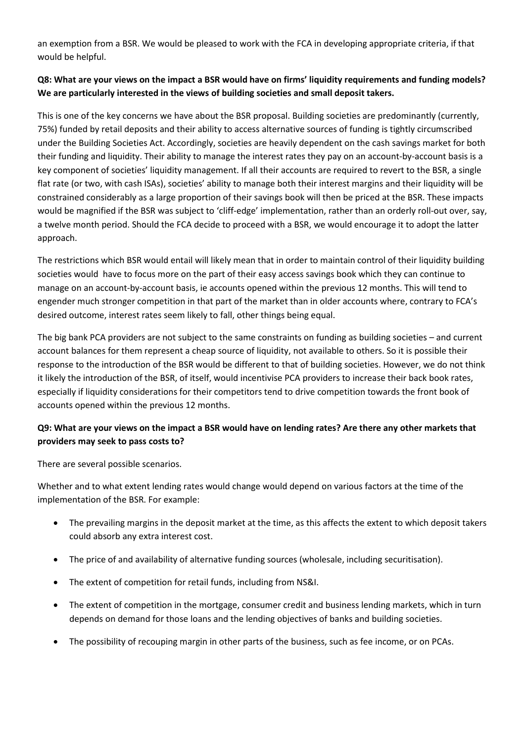an exemption from a BSR. We would be pleased to work with the FCA in developing appropriate criteria, if that would be helpful.

**Q8: What are your views on the impact a BSR would have on firms' liquidity requirements and funding models? We are particularly interested in the views of building societies and small deposit takers.**

This is one of the key concerns we have about the BSR proposal. Building societies are predominantly (currently, 75%) funded by retail deposits and their ability to access alternative sources of funding is tightly circumscribed under the Building Societies Act. Accordingly, societies are heavily dependent on the cash savings market for both their funding and liquidity. Their ability to manage the interest rates they pay on an account-by-account basis is a key component of societies' liquidity management. If all their accounts are required to revert to the BSR, a single flat rate (or two, with cash ISAs), societies' ability to manage both their interest margins and their liquidity will be constrained considerably as a large proportion of their savings book will then be priced at the BSR. These impacts would be magnified if the BSR was subject to 'cliff-edge' implementation, rather than an orderly roll-out over, say, a twelve month period. Should the FCA decide to proceed with a BSR, we would encourage it to adopt the latter approach.

The restrictions which BSR would entail will likely mean that in order to maintain control of their liquidity building societies would have to focus more on the part of their easy access savings book which they can continue to manage on an account-by-account basis, ie accounts opened within the previous 12 months. This will tend to engender much stronger competition in that part of the market than in older accounts where, contrary to FCA's desired outcome, interest rates seem likely to fall, other things being equal.

The big bank PCA providers are not subject to the same constraints on funding as building societies – and current account balances for them represent a cheap source of liquidity, not available to others. So it is possible their response to the introduction of the BSR would be different to that of building societies. However, we do not think it likely the introduction of the BSR, of itself, would incentivise PCA providers to increase their back book rates, especially if liquidity considerations for their competitors tend to drive competition towards the front book of accounts opened within the previous 12 months.

**Q9: What are your views on the impact a BSR would have on lending rates? Are there any other markets that providers may seek to pass costs to?**

There are several possible scenarios.

Whether and to what extent lending rates would change would depend on various factors at the time of the implementation of the BSR. For example:

- The prevailing margins in the deposit market at the time, as this affects the extent to which deposit takers could absorb any extra interest cost.
- The price of and availability of alternative funding sources (wholesale, including securitisation).
- The extent of competition for retail funds, including from NS&I.
- The extent of competition in the mortgage, consumer credit and business lending markets, which in turn depends on demand for those loans and the lending objectives of banks and building societies.
- The possibility of recouping margin in other parts of the business, such as fee income, or on PCAs.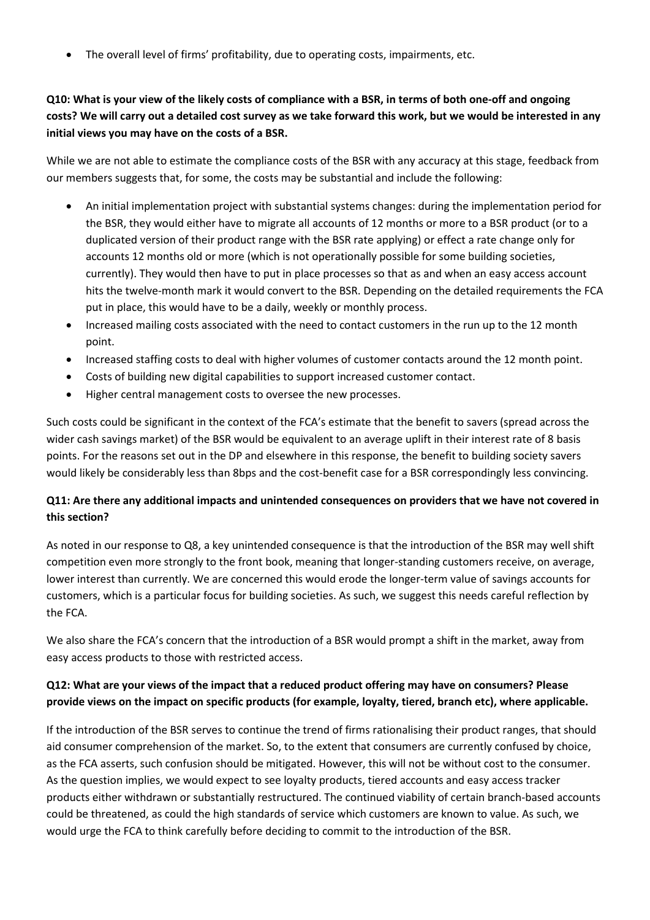- The overall level of firms' profitability, due to operating costs, impairments, etc.

**Q10: What is your view of the likely costs of compliance with a BSR, in terms of both one-off and ongoing costs? We will carry out a detailed cost survey as we take forward this work, but we would be interested in any initial views you may have on the costs of a BSR.**

While we are not able to estimate the compliance costs of the BSR with any accuracy at this stage, feedback from our members suggests that, for some, the costs may be substantial and include the following:

- An initial implementation project with substantial systems changes: during the implementation period for the BSR, they would either have to migrate all accounts of 12 months or more to a BSR product (or to a duplicated version of their product range with the BSR rate applying) or effect a rate change only for accounts 12 months old or more (which is not operationally possible for some building societies, currently). They would then have to put in place processes so that as and when an easy access account hits the twelve-month mark it would convert to the BSR. Depending on the detailed requirements the FCA put in place, this would have to be a daily, weekly or monthly process.
- Increased mailing costs associated with the need to contact customers in the run up to the 12 month point.
- Increased staffing costs to deal with higher volumes of customer contacts around the 12 month point.
- Costs of building new digital capabilities to support increased customer contact.
- Higher central management costs to oversee the new processes.

Such costs could be significant in the context of the FCA's estimate that the benefit to savers (spread across the wider cash savings market) of the BSR would be equivalent to an average uplift in their interest rate of 8 basis points. For the reasons set out in the DP and elsewhere in this response, the benefit to building society savers would likely be considerably less than 8bps and the cost-benefit case for a BSR correspondingly less convincing.

**Q11: Are there any additional impacts and unintended consequences on providers that we have not covered in this section?**

As noted in our response to Q8, a key unintended consequence is that the introduction of the BSR may well shift competition even more strongly to the front book, meaning that longer-standing customers receive, on average, lower interest than currently. We are concerned this would erode the longer-term value of savings accounts for customers, which is a particular focus for building societies. As such, we suggest this needs careful reflection by the FCA.

We also share the FCA's concern that the introduction of a BSR would prompt a shift in the market, away from easy access products to those with restricted access.

**Q12: What are your views of the impact that a reduced product offering may have on consumers? Please provide views on the impact on specific products (for example, loyalty, tiered, branch etc), where applicable.**

If the introduction of the BSR serves to continue the trend of firms rationalising their product ranges, that should aid consumer comprehension of the market. So, to the extent that consumers are currently confused by choice, as the FCA asserts, such confusion should be mitigated. However, this will not be without cost to the consumer. As the question implies, we would expect to see loyalty products, tiered accounts and easy access tracker products either withdrawn or substantially restructured. The continued viability of certain branch-based accounts could be threatened, as could the high standards of service which customers are known to value. As such, we would urge the FCA to think carefully before deciding to commit to the introduction of the BSR.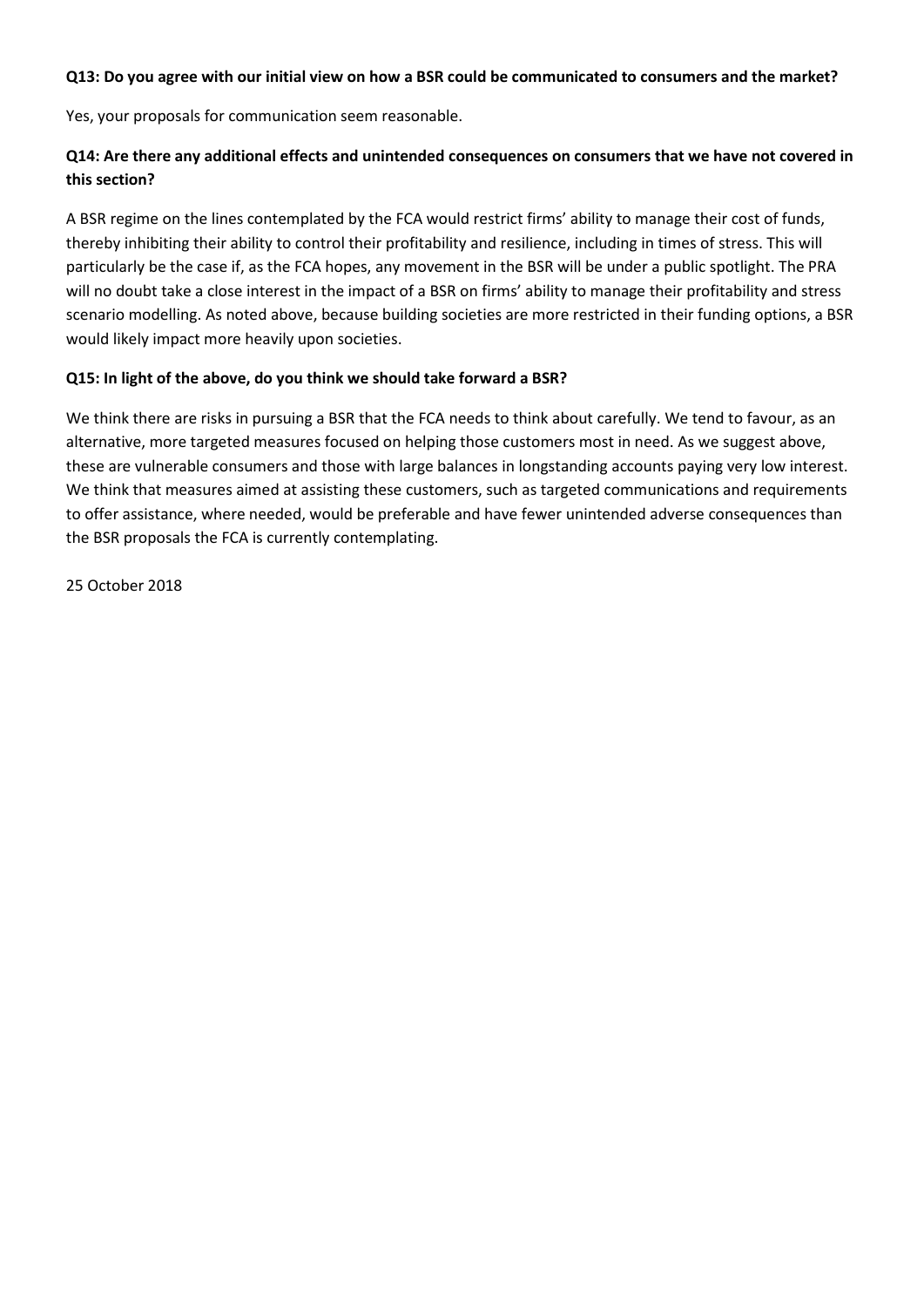**Q13: Do you agree with our initial view on how a BSR could be communicated to consumers and the market?**

Yes, your proposals for communication seem reasonable.

**Q14: Are there any additional effects and unintended consequences on consumers that we have not covered in this section?**

A BSR regime on the lines contemplated by the FCA would restrict firms' ability to manage their cost of funds, thereby inhibiting their ability to control their profitability and resilience, including in times of stress. This will particularly be the case if, as the FCA hopes, any movement in the BSR will be under a public spotlight. The PRA will no doubt take a close interest in the impact of a BSR on firms' ability to manage their profitability and stress scenario modelling. As noted above, because building societies are more restricted in their funding options, a BSR would likely impact more heavily upon societies.

**Q15: In light of the above, do you think we should take forward a BSR?**

We think there are risks in pursuing a BSR that the FCA needs to think about carefully. We tend to favour, as an alternative, more targeted measures focused on helping those customers most in need. As we suggest above, these are vulnerable consumers and those with large balances in longstanding accounts paying very low interest. We think that measures aimed at assisting these customers, such as targeted communications and requirements to offer assistance, where needed, would be preferable and have fewer unintended adverse consequences than the BSR proposals the FCA is currently contemplating.

25 October 2018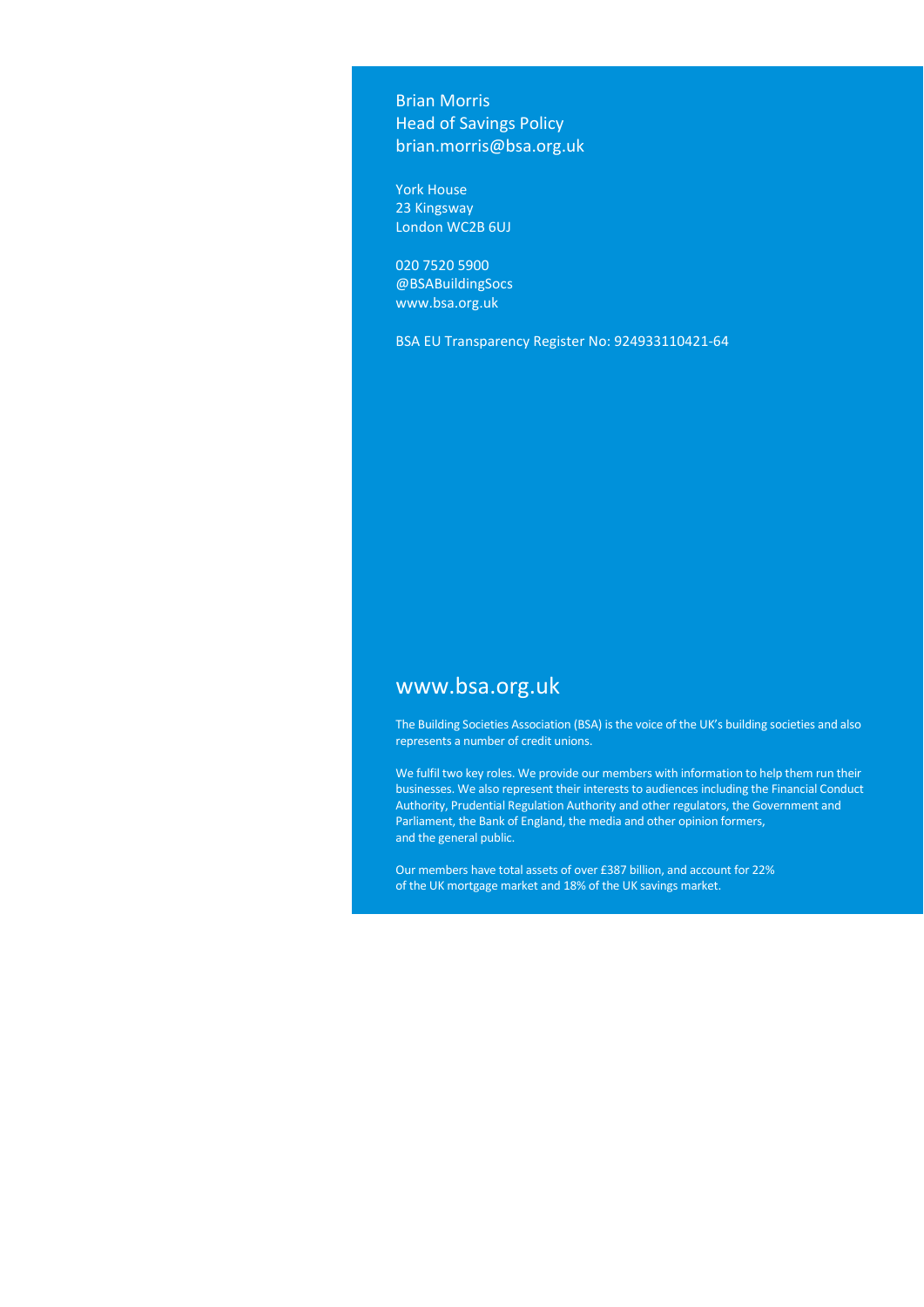Brian Morris
Head of Savings Policy
brian.morris@bsa.org.uk

York House
23 Kingsway
London WC2B 6UJ

020 7520 5900
@BSABuildingSocs
www.bsa.org.uk

BSA EU Transparency Register No: 924933110421-64

## www.bsa.org.uk

The Building Societies Association (BSA) is the voice of the UK's building societies and also represents a number of credit unions.

We fulfil two key roles. We provide our members with information to help them run their businesses. We also represent their interests to audiences including the Financial Conduct Authority, Prudential Regulation Authority and other regulators, the Government and Parliament, the Bank of England, the media and other opinion formers, and the general public.

Our members have total assets of over £387 billion, and account for 22% of the UK mortgage market and 18% of the UK savings market.